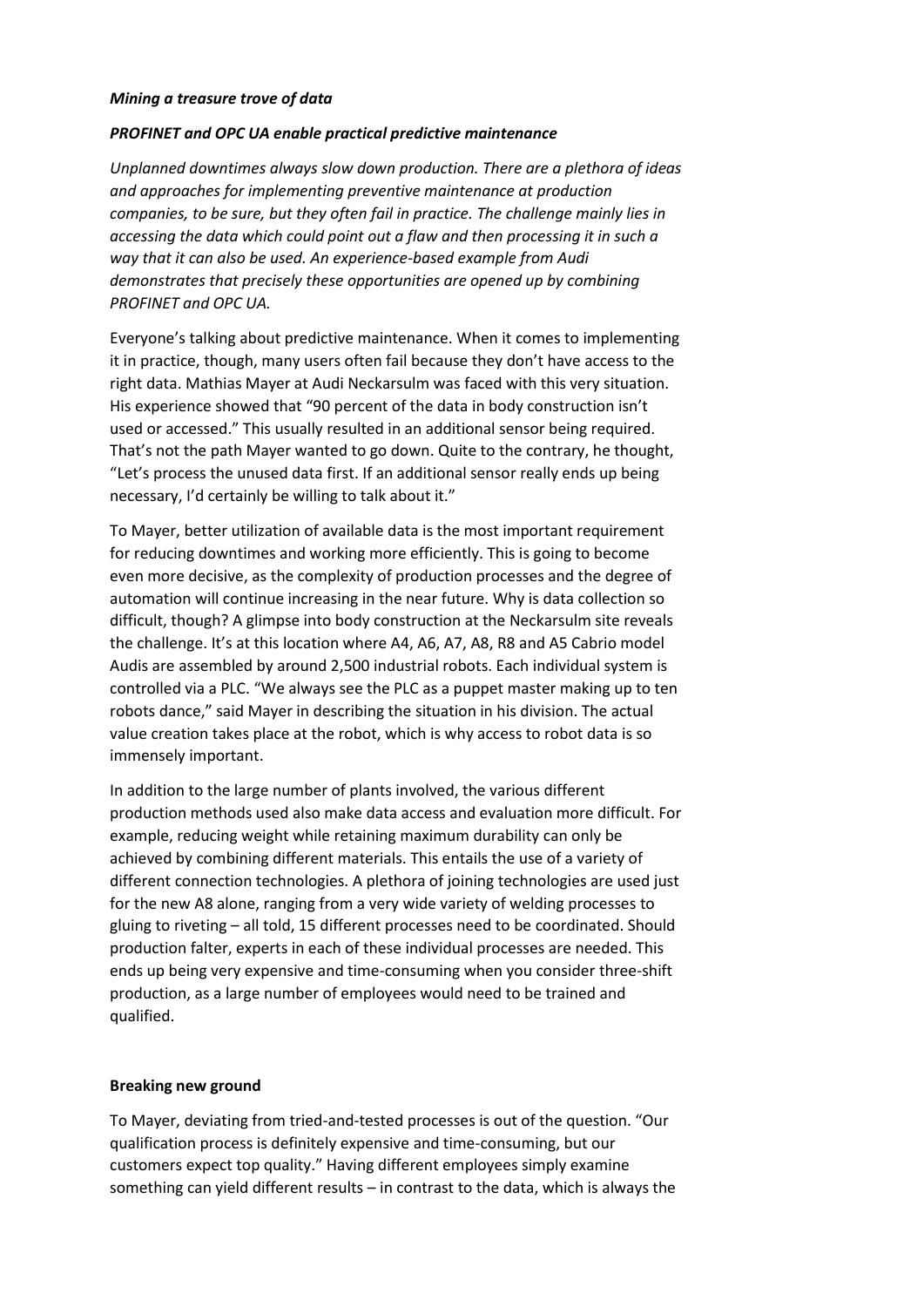***Mining a treasure trove of data***

***PROFINET and OPC UA enable practical predictive maintenance***

*Unplanned downtimes always slow down production. There are a plethora of ideas and approaches for implementing preventive maintenance at production companies, to be sure, but they often fail in practice. The challenge mainly lies in accessing the data which could point out a flaw and then processing it in such a way that it can also be used. An experience-based example from Audi demonstrates that precisely these opportunities are opened up by combining PROFINET and OPC UA.*

Everyone's talking about predictive maintenance. When it comes to implementing it in practice, though, many users often fail because they don't have access to the right data. Mathias Mayer at Audi Neckarsulm was faced with this very situation. His experience showed that "90 percent of the data in body construction isn't used or accessed." This usually resulted in an additional sensor being required. That's not the path Mayer wanted to go down. Quite to the contrary, he thought, "Let's process the unused data first. If an additional sensor really ends up being necessary, I'd certainly be willing to talk about it."

To Mayer, better utilization of available data is the most important requirement for reducing downtimes and working more efficiently. This is going to become even more decisive, as the complexity of production processes and the degree of automation will continue increasing in the near future. Why is data collection so difficult, though? A glimpse into body construction at the Neckarsulm site reveals the challenge. It's at this location where A4, A6, A7, A8, R8 and A5 Cabrio model Audis are assembled by around 2,500 industrial robots. Each individual system is controlled via a PLC. "We always see the PLC as a puppet master making up to ten robots dance," said Mayer in describing the situation in his division. The actual value creation takes place at the robot, which is why access to robot data is so immensely important.

In addition to the large number of plants involved, the various different production methods used also make data access and evaluation more difficult. For example, reducing weight while retaining maximum durability can only be achieved by combining different materials. This entails the use of a variety of different connection technologies. A plethora of joining technologies are used just for the new A8 alone, ranging from a very wide variety of welding processes to gluing to riveting – all told, 15 different processes need to be coordinated. Should production falter, experts in each of these individual processes are needed. This ends up being very expensive and time-consuming when you consider three-shift production, as a large number of employees would need to be trained and qualified.

**Breaking new ground**

To Mayer, deviating from tried-and-tested processes is out of the question. "Our qualification process is definitely expensive and time-consuming, but our customers expect top quality." Having different employees simply examine something can yield different results – in contrast to the data, which is always the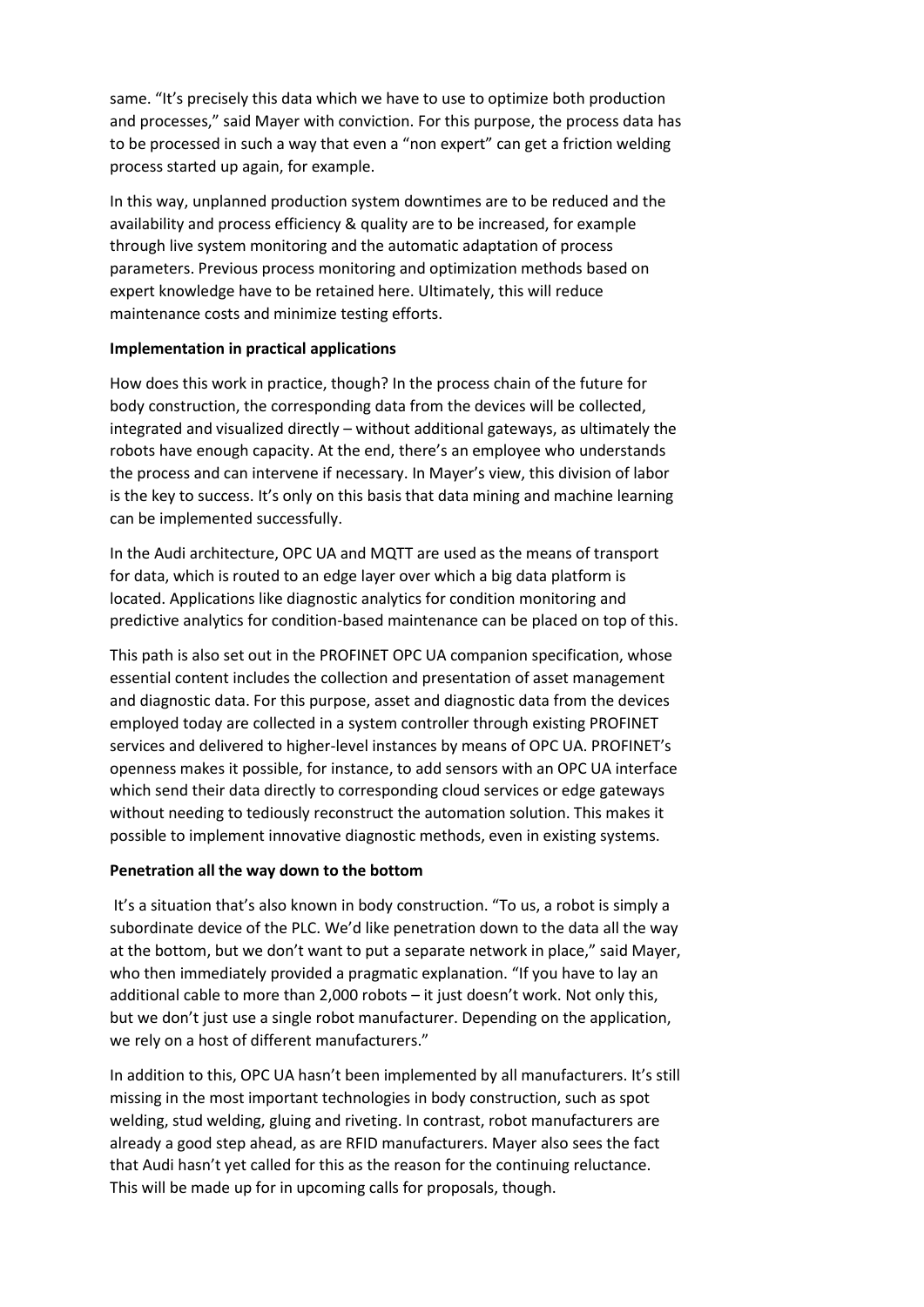same. “It’s precisely this data which we have to use to optimize both production and processes,” said Mayer with conviction. For this purpose, the process data has to be processed in such a way that even a “non expert” can get a friction welding process started up again, for example.

In this way, unplanned production system downtimes are to be reduced and the availability and process efficiency & quality are to be increased, for example through live system monitoring and the automatic adaptation of process parameters. Previous process monitoring and optimization methods based on expert knowledge have to be retained here. Ultimately, this will reduce maintenance costs and minimize testing efforts.

**Implementation in practical applications**

How does this work in practice, though? In the process chain of the future for body construction, the corresponding data from the devices will be collected, integrated and visualized directly – without additional gateways, as ultimately the robots have enough capacity. At the end, there’s an employee who understands the process and can intervene if necessary. In Mayer’s view, this division of labor is the key to success. It’s only on this basis that data mining and machine learning can be implemented successfully.

In the Audi architecture, OPC UA and MQTT are used as the means of transport for data, which is routed to an edge layer over which a big data platform is located. Applications like diagnostic analytics for condition monitoring and predictive analytics for condition-based maintenance can be placed on top of this.

This path is also set out in the PROFINET OPC UA companion specification, whose essential content includes the collection and presentation of asset management and diagnostic data. For this purpose, asset and diagnostic data from the devices employed today are collected in a system controller through existing PROFINET services and delivered to higher-level instances by means of OPC UA. PROFINET’s openness makes it possible, for instance, to add sensors with an OPC UA interface which send their data directly to corresponding cloud services or edge gateways without needing to tediously reconstruct the automation solution. This makes it possible to implement innovative diagnostic methods, even in existing systems.

**Penetration all the way down to the bottom**

It’s a situation that’s also known in body construction. “To us, a robot is simply a subordinate device of the PLC. We’d like penetration down to the data all the way at the bottom, but we don’t want to put a separate network in place,” said Mayer, who then immediately provided a pragmatic explanation. “If you have to lay an additional cable to more than 2,000 robots – it just doesn’t work. Not only this, but we don’t just use a single robot manufacturer. Depending on the application, we rely on a host of different manufacturers.”

In addition to this, OPC UA hasn’t been implemented by all manufacturers. It’s still missing in the most important technologies in body construction, such as spot welding, stud welding, gluing and riveting. In contrast, robot manufacturers are already a good step ahead, as are RFID manufacturers. Mayer also sees the fact that Audi hasn’t yet called for this as the reason for the continuing reluctance. This will be made up for in upcoming calls for proposals, though.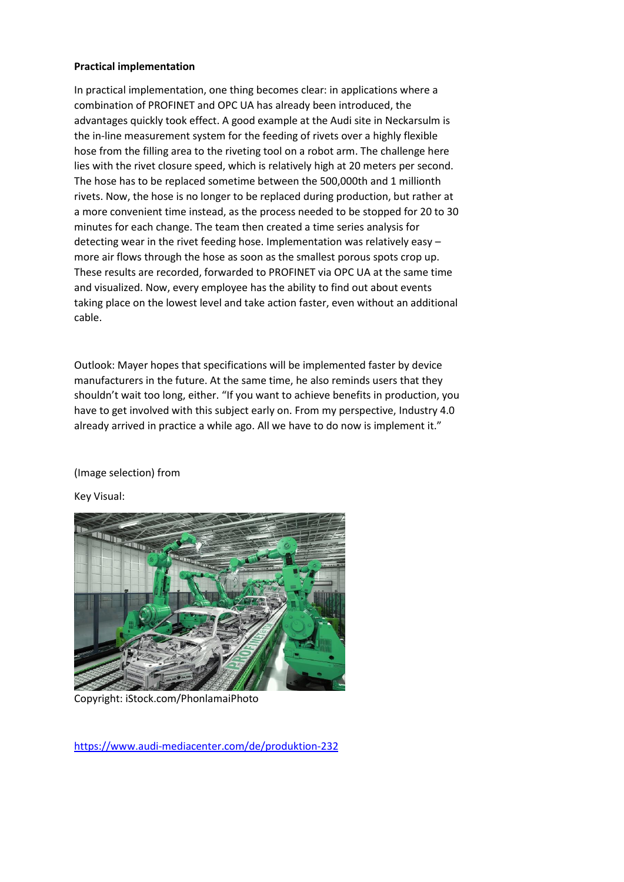**Practical implementation**

In practical implementation, one thing becomes clear: in applications where a combination of PROFINET and OPC UA has already been introduced, the advantages quickly took effect. A good example at the Audi site in Neckarsulm is the in-line measurement system for the feeding of rivets over a highly flexible hose from the filling area to the riveting tool on a robot arm. The challenge here lies with the rivet closure speed, which is relatively high at 20 meters per second. The hose has to be replaced sometime between the 500,000th and 1 millionth rivets. Now, the hose is no longer to be replaced during production, but rather at a more convenient time instead, as the process needed to be stopped for 20 to 30 minutes for each change. The team then created a time series analysis for detecting wear in the rivet feeding hose. Implementation was relatively easy – more air flows through the hose as soon as the smallest porous spots crop up. These results are recorded, forwarded to PROFINET via OPC UA at the same time and visualized. Now, every employee has the ability to find out about events taking place on the lowest level and take action faster, even without an additional cable.

Outlook: Mayer hopes that specifications will be implemented faster by device manufacturers in the future. At the same time, he also reminds users that they shouldn't wait too long, either. "If you want to achieve benefits in production, you have to get involved with this subject early on. From my perspective, Industry 4.0 already arrived in practice a while ago. All we have to do now is implement it."

(Image selection) from

Key Visual:

Copyright: iStock.com/PhonlamaiPhoto

https://www.audi-mediacenter.com/de/produktion-232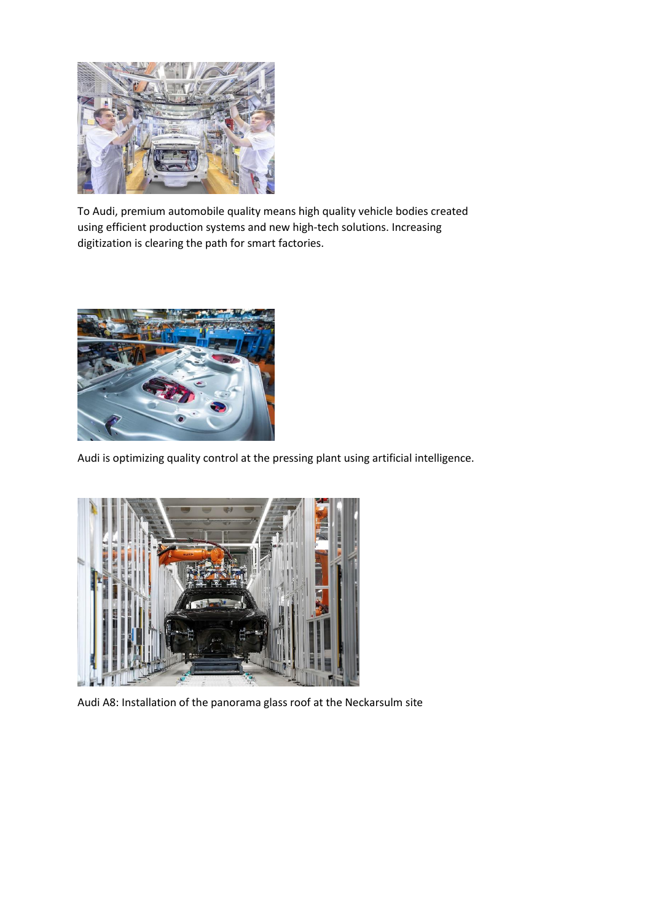To Audi, premium automobile quality means high quality vehicle bodies created using efficient production systems and new high-tech solutions. Increasing digitization is clearing the path for smart factories.

Audi is optimizing quality control at the pressing plant using artificial intelligence.

Audi A8: Installation of the panorama glass roof at the Neckarsulm site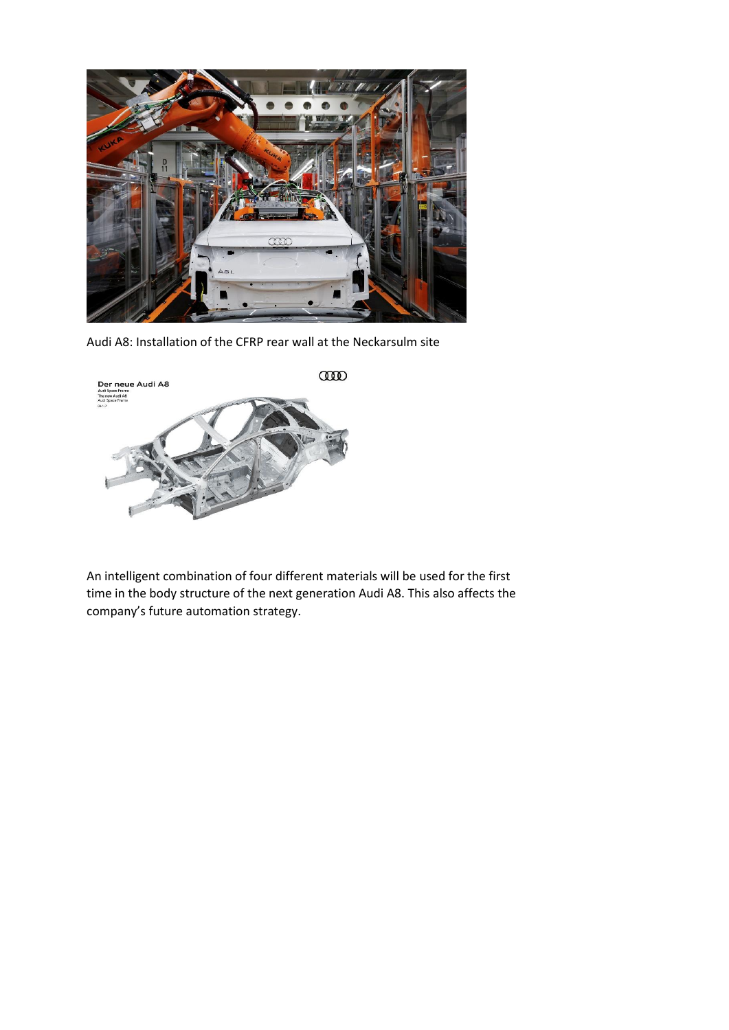Audi A8: Installation of the CFRP rear wall at the Neckarsulm site

An intelligent combination of four different materials will be used for the first time in the body structure of the next generation Audi A8. This also affects the company's future automation strategy.